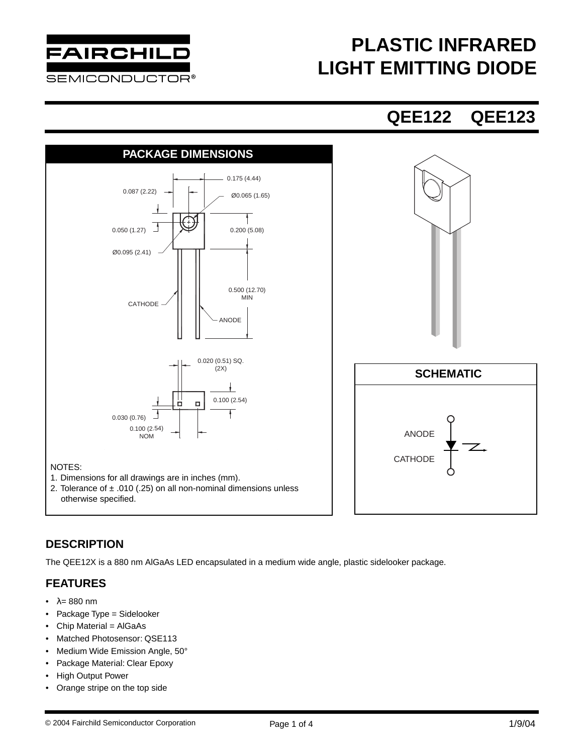# PLASTIC INFRARED LIGHT EMITTING DIODE

## QEE122 QEE123

### PACKAGE DIMENSIONS

0.175 (4.44)

0.087 (2.22)

Ø0.065 (1.65)

0.050 (1.27)

0.200 (5.08)

Ø0.095 (2.41)

0.500 (12.70) MIN

CATHODE

ANODE

0.020 (0.51) SQ. (2X)

0.100 (2.54)

0.030 (0.76)

0.100 (2.54) NOM

NOTES:

1. Dimensions for all drawings are in inches (mm).
2. Tolerance of ± .010 (.25) on all non-nominal dimensions unless otherwise specified.

### SCHEMATIC

ANODE

CATHODE

## DESCRIPTION

The QEE12X is a 880 nm AlGaAs LED encapsulated in a medium wide angle, plastic sidelooker package.

## FEATURES

- λ= 880 nm
- Package Type = Sidelooker
- Chip Material = AlGaAs
- Matched Photosensor: QSE113
- Medium Wide Emission Angle, 50°
- Package Material: Clear Epoxy
- High Output Power
- Orange stripe on the top side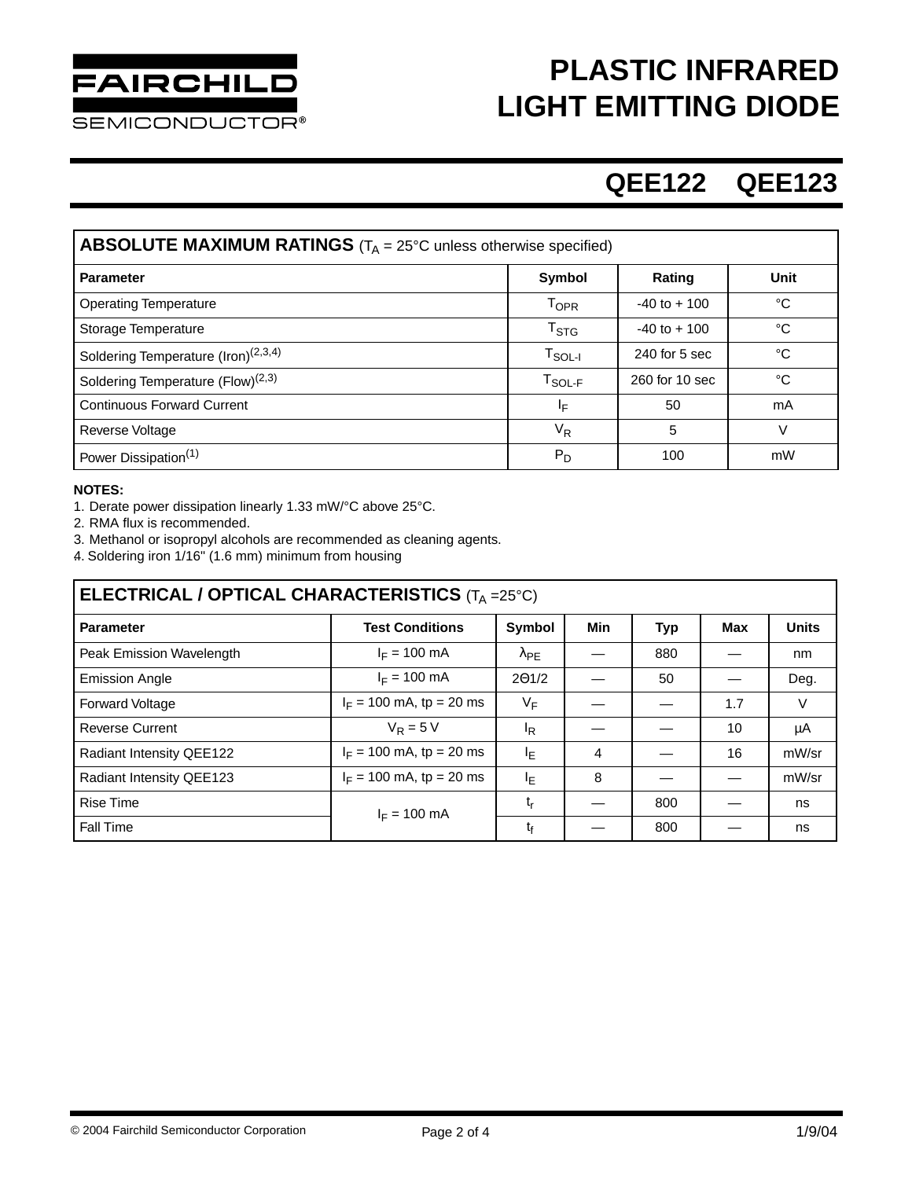# PLASTIC INFRARED LIGHT EMITTING DIODE

## QEE122 QEE123

| **ABSOLUTE MAXIMUM RATINGS** ($T_A$ = 25°C unless otherwise specified) | | | |
|---|---|---|---|
| **Parameter** | **Symbol** | **Rating** | **Unit** |
| Operating Temperature | $T_{OPR}$ | -40 to + 100 | °C |
| Storage Temperature | $T_{STG}$ | -40 to + 100 | °C |
| Soldering Temperature (Iron)(2,3,4) | $T_{SOL-I}$ | 240 for 5 sec | °C |
| Soldering Temperature (Flow)(2,3) | $T_{SOL-F}$ | 260 for 10 sec | °C |
| Continuous Forward Current | $I_F$ | 50 | mA |
| Reverse Voltage | $V_R$ | 5 | V |
| Power Dissipation(1) | $P_D$ | 100 | mW |

**NOTES:**

1. Derate power dissipation linearly 1.33 mW/°C above 25°C.
2. RMA flux is recommended.
3. Methanol or isopropyl alcohols are recommended as cleaning agents.
4. Soldering iron 1/16" (1.6 mm) minimum from housing

| **ELECTRICAL / OPTICAL CHARACTERISTICS** ($T_A$ =25°C) | | | | | | |
|---|---|---|---|---|---|---|
| **Parameter** | **Test Conditions** | **Symbol** | **Min** | **Typ** | **Max** | **Units** |
| Peak Emission Wavelength | $I_F$ = 100 mA | $\lambda_{PE}$ | — | 880 | — | nm |
| Emission Angle | $I_F$ = 100 mA | 2Θ1/2 | — | 50 | — | Deg. |
| Forward Voltage | $I_F$ = 100 mA, tp = 20 ms | $V_F$ | — | — | 1.7 | V |
| Reverse Current | $V_R$ = 5 V | $I_R$ | — | — | 10 | µA |
| Radiant Intensity QEE122 | $I_F$ = 100 mA, tp = 20 ms | $I_E$ | 4 | — | 16 | mW/sr |
| Radiant Intensity QEE123 | $I_F$ = 100 mA, tp = 20 ms | $I_E$ | 8 | — | — | mW/sr |
| Rise Time | $I_F$ = 100 mA | $t_r$ | — | 800 | — | ns |
| Fall Time | | $t_f$ | — | 800 | — | ns |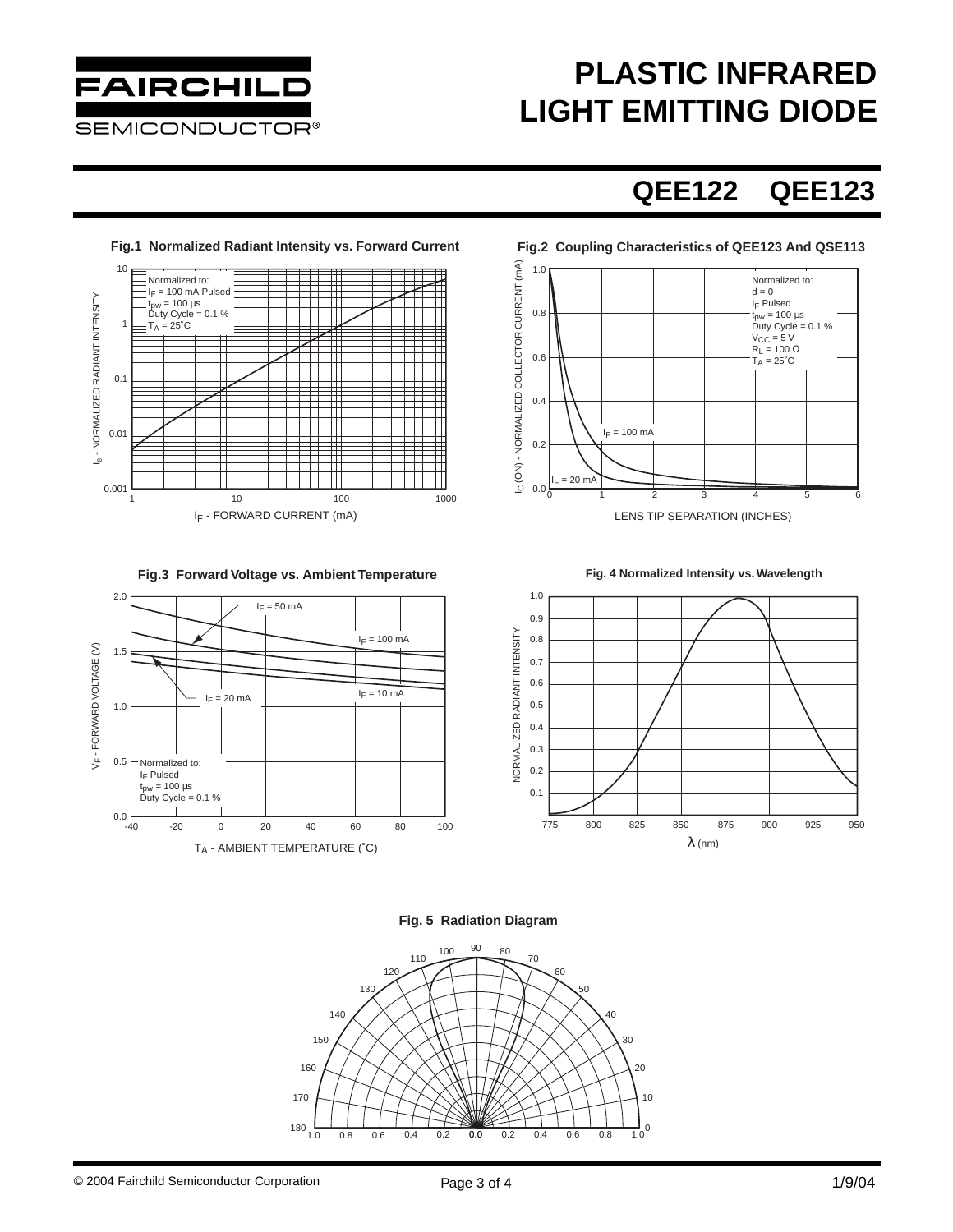# PLASTIC INFRARED LIGHT EMITTING DIODE

## QEE122 QEE123

**Fig.1 Normalized Radiant Intensity vs. Forward Current**

Normalized to:
$I_F$ = 100 mA Pulsed
$t_{pw}$ = 100 µs
Duty Cycle = 0.1 %
$T_A$ = 25˚C

$I_e$ - NORMALIZED RADIANT INTENSITY

$I_F$ - FORWARD CURRENT (mA)

**Fig.2 Coupling Characteristics of QEE123 And QSE113**

Normalized to:
d = 0
$I_F$ Pulsed
$t_{pw}$ = 100 µs
Duty Cycle = 0.1 %
$V_{CC}$ = 5 V
$R_L$ = 100 Ω
$T_A$ = 25˚C

$I_F$ = 100 mA

$I_F$ = 20 mA

$I_C$ (ON) - NORMALIZED COLLECTOR CURRENT (mA)

LENS TIP SEPARATION (INCHES)

**Fig.3 Forward Voltage vs. Ambient Temperature**

$I_F$ = 50 mA

$I_F$ = 100 mA

$I_F$ = 10 mA

$I_F$ = 20 mA

Normalized to:
$I_F$ Pulsed
$t_{pw}$ = 100 µs
Duty Cycle = 0.1 %

$V_F$ - FORWARD VOLTAGE (V)

$T_A$ - AMBIENT TEMPERATURE (˚C)

**Fig. 4 Normalized Intensity vs. Wavelength**

NORMALIZED RADIANT INTENSITY

λ (nm)

**Fig. 5 Radiation Diagram**

© 2004 Fairchild Semiconductor Corporation

1/9/04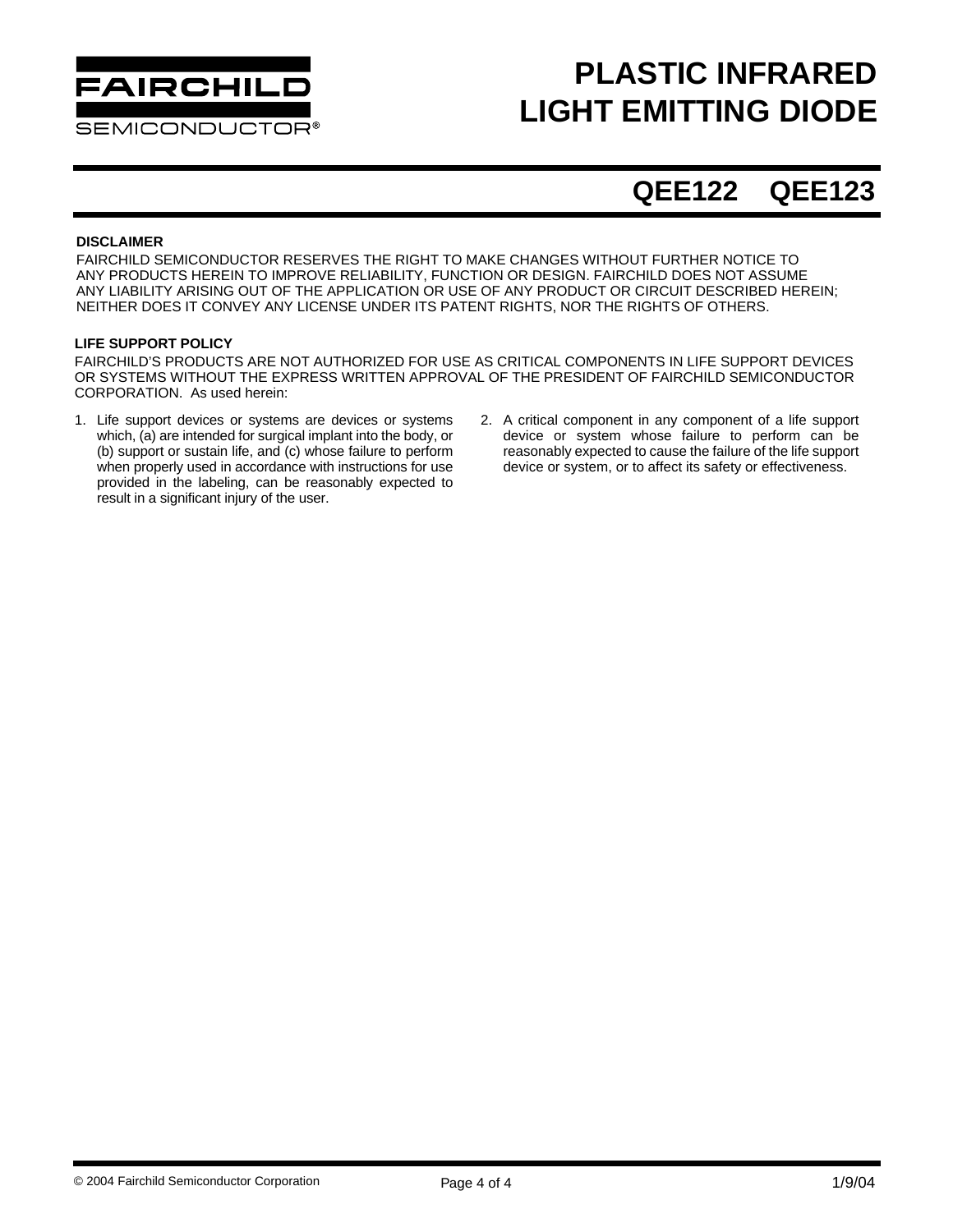# PLASTIC INFRARED LIGHT EMITTING DIODE

## QEE122 QEE123

**DISCLAIMER**

FAIRCHILD SEMICONDUCTOR RESERVES THE RIGHT TO MAKE CHANGES WITHOUT FURTHER NOTICE TO ANY PRODUCTS HEREIN TO IMPROVE RELIABILITY, FUNCTION OR DESIGN. FAIRCHILD DOES NOT ASSUME ANY LIABILITY ARISING OUT OF THE APPLICATION OR USE OF ANY PRODUCT OR CIRCUIT DESCRIBED HEREIN; NEITHER DOES IT CONVEY ANY LICENSE UNDER ITS PATENT RIGHTS, NOR THE RIGHTS OF OTHERS.

**LIFE SUPPORT POLICY**

FAIRCHILD'S PRODUCTS ARE NOT AUTHORIZED FOR USE AS CRITICAL COMPONENTS IN LIFE SUPPORT DEVICES OR SYSTEMS WITHOUT THE EXPRESS WRITTEN APPROVAL OF THE PRESIDENT OF FAIRCHILD SEMICONDUCTOR CORPORATION. As used herein:

1. Life support devices or systems are devices or systems which, (a) are intended for surgical implant into the body, or (b) support or sustain life, and (c) whose failure to perform when properly used in accordance with instructions for use provided in the labeling, can be reasonably expected to result in a significant injury of the user.
2. A critical component in any component of a life support device or system whose failure to perform can be reasonably expected to cause the failure of the life support device or system, or to affect its safety or effectiveness.

© 2004 Fairchild Semiconductor Corporation

1/9/04